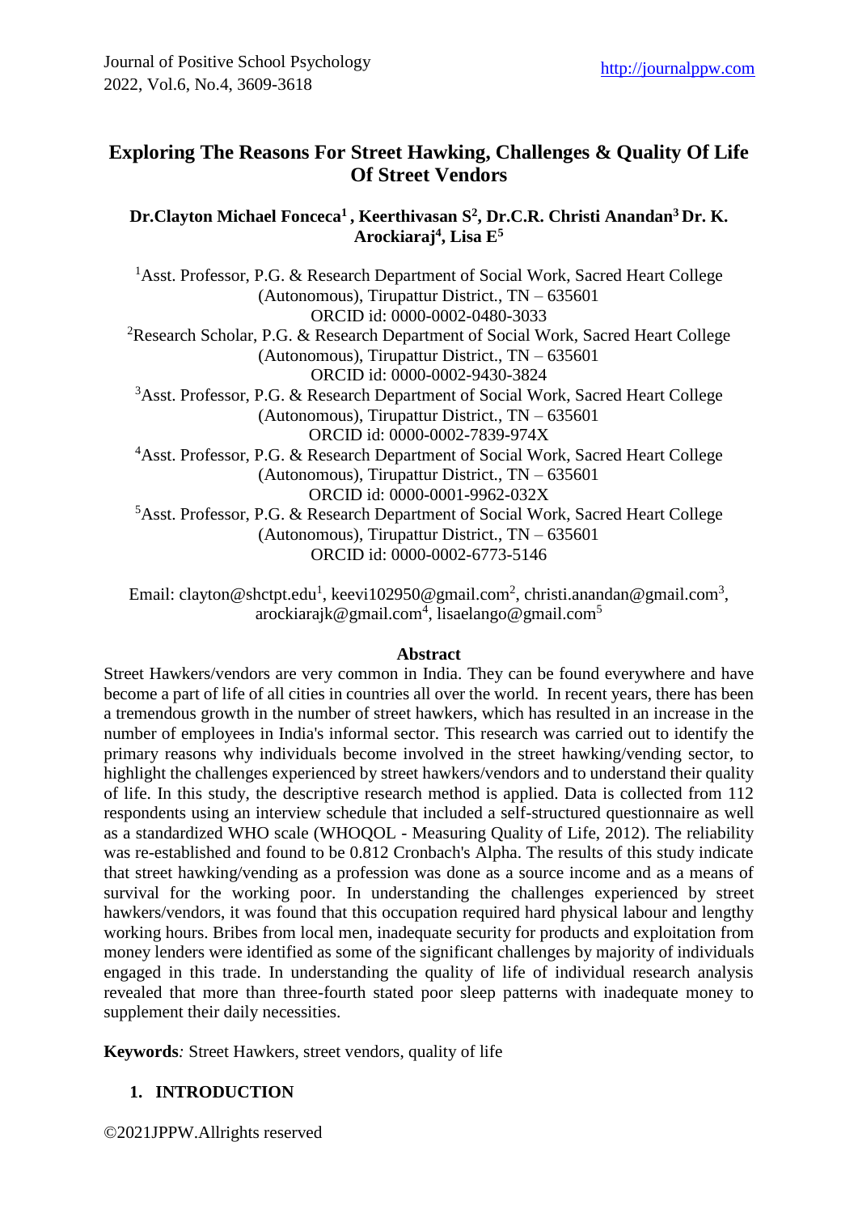# Exploring The Reasons For Street Hawking, Challenges & Quality Of Life Of Street Vendors

**Dr.Clayton Michael Fonceca[1] , Keerthivasan S[2], Dr.C.R. Christi Anandan[3] Dr. K. Arockiaraj[4], Lisa E[5]**

[1]Asst. Professor, P.G. & Research Department of Social Work, Sacred Heart College (Autonomous), Tirupattur District., TN – 635601
ORCID id: 0000-0002-0480-3033

[2]Research Scholar, P.G. & Research Department of Social Work, Sacred Heart College (Autonomous), Tirupattur District., TN – 635601
ORCID id: 0000-0002-9430-3824

[3]Asst. Professor, P.G. & Research Department of Social Work, Sacred Heart College (Autonomous), Tirupattur District., TN – 635601
ORCID id: 0000-0002-7839-974X

[4]Asst. Professor, P.G. & Research Department of Social Work, Sacred Heart College (Autonomous), Tirupattur District., TN – 635601
ORCID id: 0000-0001-9962-032X

[5]Asst. Professor, P.G. & Research Department of Social Work, Sacred Heart College (Autonomous), Tirupattur District., TN – 635601
ORCID id: 0000-0002-6773-5146

Email: clayton@shctpt.edu[1], keevi102950@gmail.com[2], christi.anandan@gmail.com[3], arockiarajk@gmail.com[4], lisaelango@gmail.com[5]

## Abstract

Street Hawkers/vendors are very common in India. They can be found everywhere and have become a part of life of all cities in countries all over the world. In recent years, there has been a tremendous growth in the number of street hawkers, which has resulted in an increase in the number of employees in India's informal sector. This research was carried out to identify the primary reasons why individuals become involved in the street hawking/vending sector, to highlight the challenges experienced by street hawkers/vendors and to understand their quality of life. In this study, the descriptive research method is applied. Data is collected from 112 respondents using an interview schedule that included a self-structured questionnaire as well as a standardized WHO scale (WHOQOL - Measuring Quality of Life, 2012). The reliability was re-established and found to be 0.812 Cronbach's Alpha. The results of this study indicate that street hawking/vending as a profession was done as a source income and as a means of survival for the working poor. In understanding the challenges experienced by street hawkers/vendors, it was found that this occupation required hard physical labour and lengthy working hours. Bribes from local men, inadequate security for products and exploitation from money lenders were identified as some of the significant challenges by majority of individuals engaged in this trade. In understanding the quality of life of individual research analysis revealed that more than three-fourth stated poor sleep patterns with inadequate money to supplement their daily necessities.

**Keywords***:* Street Hawkers, street vendors, quality of life

## 1. INTRODUCTION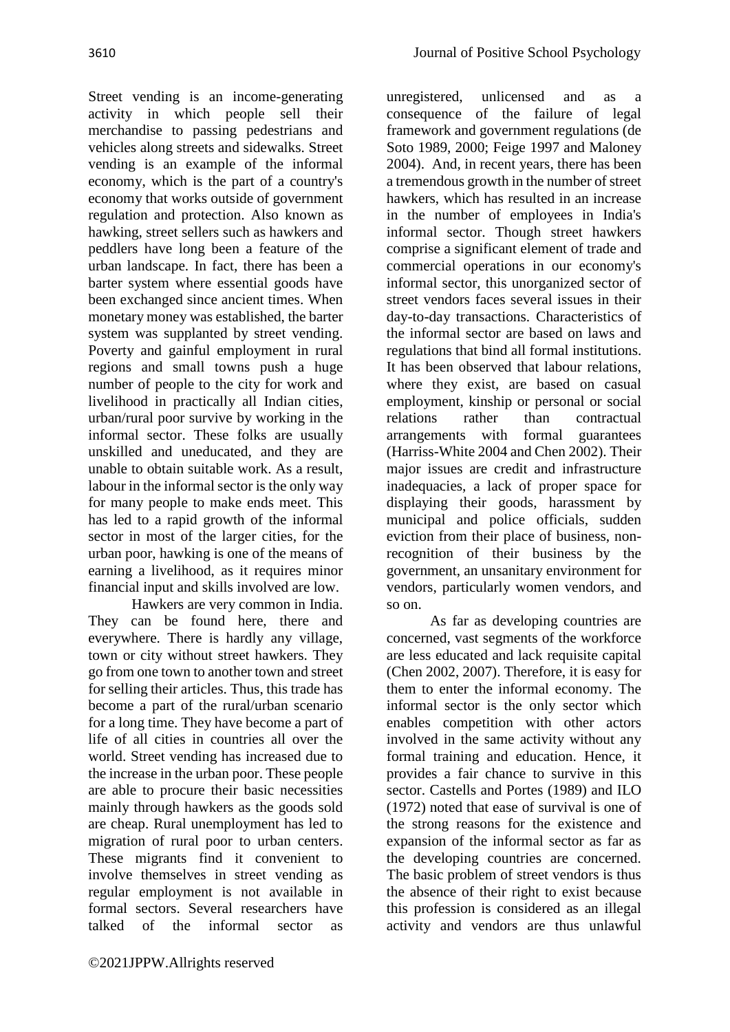Street vending is an income-generating activity in which people sell their merchandise to passing pedestrians and vehicles along streets and sidewalks. Street vending is an example of the informal economy, which is the part of a country's economy that works outside of government regulation and protection. Also known as hawking, street sellers such as hawkers and peddlers have long been a feature of the urban landscape. In fact, there has been a barter system where essential goods have been exchanged since ancient times. When monetary money was established, the barter system was supplanted by street vending. Poverty and gainful employment in rural regions and small towns push a huge number of people to the city for work and livelihood in practically all Indian cities, urban/rural poor survive by working in the informal sector. These folks are usually unskilled and uneducated, and they are unable to obtain suitable work. As a result, labour in the informal sector is the only way for many people to make ends meet. This has led to a rapid growth of the informal sector in most of the larger cities, for the urban poor, hawking is one of the means of earning a livelihood, as it requires minor financial input and skills involved are low.

Hawkers are very common in India. They can be found here, there and everywhere. There is hardly any village, town or city without street hawkers. They go from one town to another town and street for selling their articles. Thus, this trade has become a part of the rural/urban scenario for a long time. They have become a part of life of all cities in countries all over the world. Street vending has increased due to the increase in the urban poor. These people are able to procure their basic necessities mainly through hawkers as the goods sold are cheap. Rural unemployment has led to migration of rural poor to urban centers. These migrants find it convenient to involve themselves in street vending as regular employment is not available in formal sectors. Several researchers have talked of the informal sector as unregistered, unlicensed and as a consequence of the failure of legal framework and government regulations (de Soto 1989, 2000; Feige 1997 and Maloney 2004). And, in recent years, there has been a tremendous growth in the number of street hawkers, which has resulted in an increase in the number of employees in India's informal sector. Though street hawkers comprise a significant element of trade and commercial operations in our economy's informal sector, this unorganized sector of street vendors faces several issues in their day-to-day transactions. Characteristics of the informal sector are based on laws and regulations that bind all formal institutions. It has been observed that labour relations, where they exist, are based on casual employment, kinship or personal or social relations rather than contractual arrangements with formal guarantees (Harriss-White 2004 and Chen 2002). Their major issues are credit and infrastructure inadequacies, a lack of proper space for displaying their goods, harassment by municipal and police officials, sudden eviction from their place of business, non-recognition of their business by the government, an unsanitary environment for vendors, particularly women vendors, and so on.

As far as developing countries are concerned, vast segments of the workforce are less educated and lack requisite capital (Chen 2002, 2007). Therefore, it is easy for them to enter the informal economy. The informal sector is the only sector which enables competition with other actors involved in the same activity without any formal training and education. Hence, it provides a fair chance to survive in this sector. Castells and Portes (1989) and ILO (1972) noted that ease of survival is one of the strong reasons for the existence and expansion of the informal sector as far as the developing countries are concerned. The basic problem of street vendors is thus the absence of their right to exist because this profession is considered as an illegal activity and vendors are thus unlawful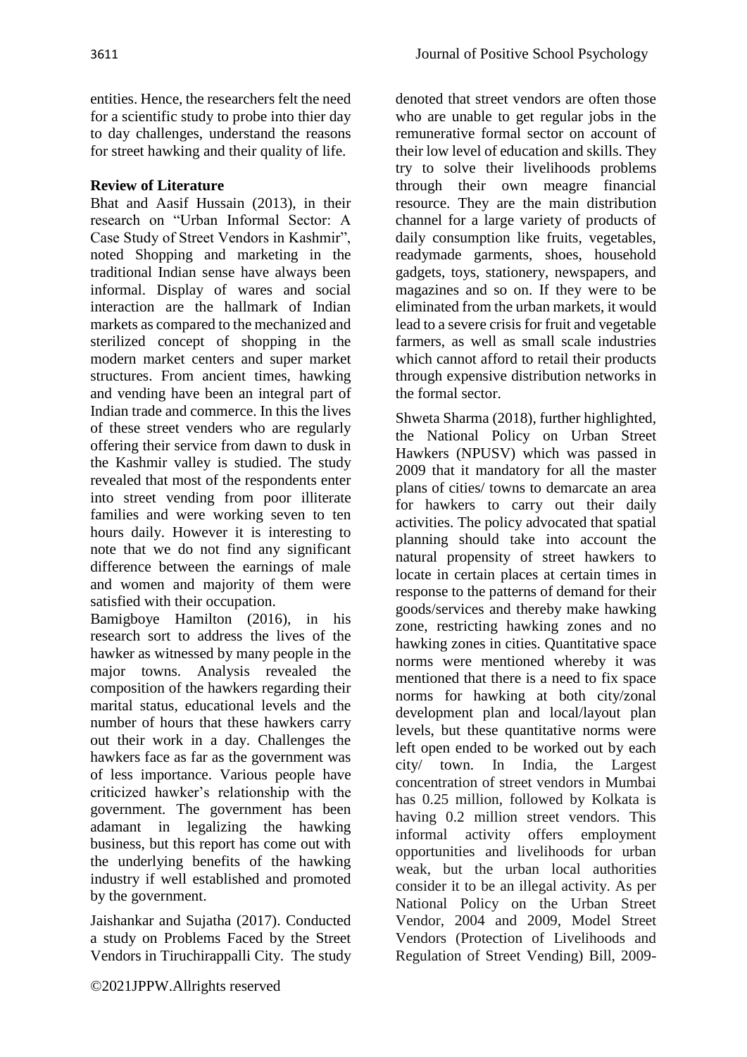entities. Hence, the researchers felt the need for a scientific study to probe into thier day to day challenges, understand the reasons for street hawking and their quality of life.

## Review of Literature

Bhat and Aasif Hussain (2013), in their research on "Urban Informal Sector: A Case Study of Street Vendors in Kashmir", noted Shopping and marketing in the traditional Indian sense have always been informal. Display of wares and social interaction are the hallmark of Indian markets as compared to the mechanized and sterilized concept of shopping in the modern market centers and super market structures. From ancient times, hawking and vending have been an integral part of Indian trade and commerce. In this the lives of these street venders who are regularly offering their service from dawn to dusk in the Kashmir valley is studied. The study revealed that most of the respondents enter into street vending from poor illiterate families and were working seven to ten hours daily. However it is interesting to note that we do not find any significant difference between the earnings of male and women and majority of them were satisfied with their occupation.

Bamigboye Hamilton (2016), in his research sort to address the lives of the hawker as witnessed by many people in the major towns. Analysis revealed the composition of the hawkers regarding their marital status, educational levels and the number of hours that these hawkers carry out their work in a day. Challenges the hawkers face as far as the government was of less importance. Various people have criticized hawker's relationship with the government. The government has been adamant in legalizing the hawking business, but this report has come out with the underlying benefits of the hawking industry if well established and promoted by the government.

Jaishankar and Sujatha (2017). Conducted a study on Problems Faced by the Street Vendors in Tiruchirappalli City. The study denoted that street vendors are often those who are unable to get regular jobs in the remunerative formal sector on account of their low level of education and skills. They try to solve their livelihoods problems through their own meagre financial resource. They are the main distribution channel for a large variety of products of daily consumption like fruits, vegetables, readymade garments, shoes, household gadgets, toys, stationery, newspapers, and magazines and so on. If they were to be eliminated from the urban markets, it would lead to a severe crisis for fruit and vegetable farmers, as well as small scale industries which cannot afford to retail their products through expensive distribution networks in the formal sector.

Shweta Sharma (2018), further highlighted, the National Policy on Urban Street Hawkers (NPUSV) which was passed in 2009 that it mandatory for all the master plans of cities/ towns to demarcate an area for hawkers to carry out their daily activities. The policy advocated that spatial planning should take into account the natural propensity of street hawkers to locate in certain places at certain times in response to the patterns of demand for their goods/services and thereby make hawking zone, restricting hawking zones and no hawking zones in cities. Quantitative space norms were mentioned whereby it was mentioned that there is a need to fix space norms for hawking at both city/zonal development plan and local/layout plan levels, but these quantitative norms were left open ended to be worked out by each city/ town. In India, the Largest concentration of street vendors in Mumbai has 0.25 million, followed by Kolkata is having 0.2 million street vendors. This informal activity offers employment opportunities and livelihoods for urban weak, but the urban local authorities consider it to be an illegal activity. As per National Policy on the Urban Street Vendor, 2004 and 2009, Model Street Vendors (Protection of Livelihoods and Regulation of Street Vending) Bill, 2009-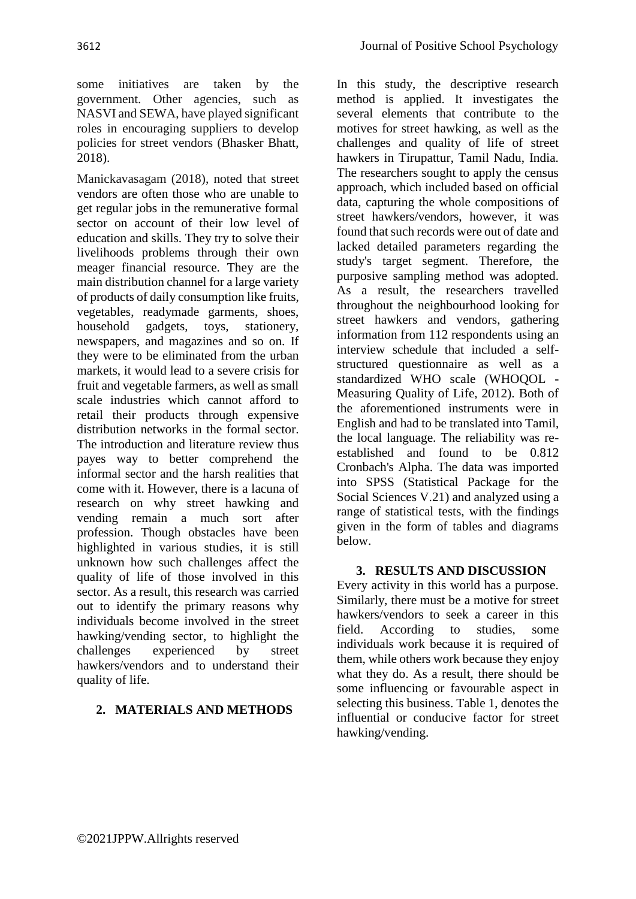some initiatives are taken by the government. Other agencies, such as NASVI and SEWA, have played significant roles in encouraging suppliers to develop policies for street vendors (Bhasker Bhatt, 2018).

Manickavasagam (2018), noted that street vendors are often those who are unable to get regular jobs in the remunerative formal sector on account of their low level of education and skills. They try to solve their livelihoods problems through their own meager financial resource. They are the main distribution channel for a large variety of products of daily consumption like fruits, vegetables, readymade garments, shoes, household gadgets, toys, stationery, newspapers, and magazines and so on. If they were to be eliminated from the urban markets, it would lead to a severe crisis for fruit and vegetable farmers, as well as small scale industries which cannot afford to retail their products through expensive distribution networks in the formal sector. The introduction and literature review thus payes way to better comprehend the informal sector and the harsh realities that come with it. However, there is a lacuna of research on why street hawking and vending remain a much sort after profession. Though obstacles have been highlighted in various studies, it is still unknown how such challenges affect the quality of life of those involved in this sector. As a result, this research was carried out to identify the primary reasons why individuals become involved in the street hawking/vending sector, to highlight the challenges experienced by street hawkers/vendors and to understand their quality of life.

## 2. MATERIALS AND METHODS

In this study, the descriptive research method is applied. It investigates the several elements that contribute to the motives for street hawking, as well as the challenges and quality of life of street hawkers in Tirupattur, Tamil Nadu, India. The researchers sought to apply the census approach, which included based on official data, capturing the whole compositions of street hawkers/vendors, however, it was found that such records were out of date and lacked detailed parameters regarding the study's target segment. Therefore, the purposive sampling method was adopted. As a result, the researchers travelled throughout the neighbourhood looking for street hawkers and vendors, gathering information from 112 respondents using an interview schedule that included a self-structured questionnaire as well as a standardized WHO scale (WHOQOL - Measuring Quality of Life, 2012). Both of the aforementioned instruments were in English and had to be translated into Tamil, the local language. The reliability was re-established and found to be 0.812 Cronbach's Alpha. The data was imported into SPSS (Statistical Package for the Social Sciences V.21) and analyzed using a range of statistical tests, with the findings given in the form of tables and diagrams below.

## 3. RESULTS AND DISCUSSION

Every activity in this world has a purpose. Similarly, there must be a motive for street hawkers/vendors to seek a career in this field. According to studies, some individuals work because it is required of them, while others work because they enjoy what they do. As a result, there should be some influencing or favourable aspect in selecting this business. Table 1, denotes the influential or conducive factor for street hawking/vending.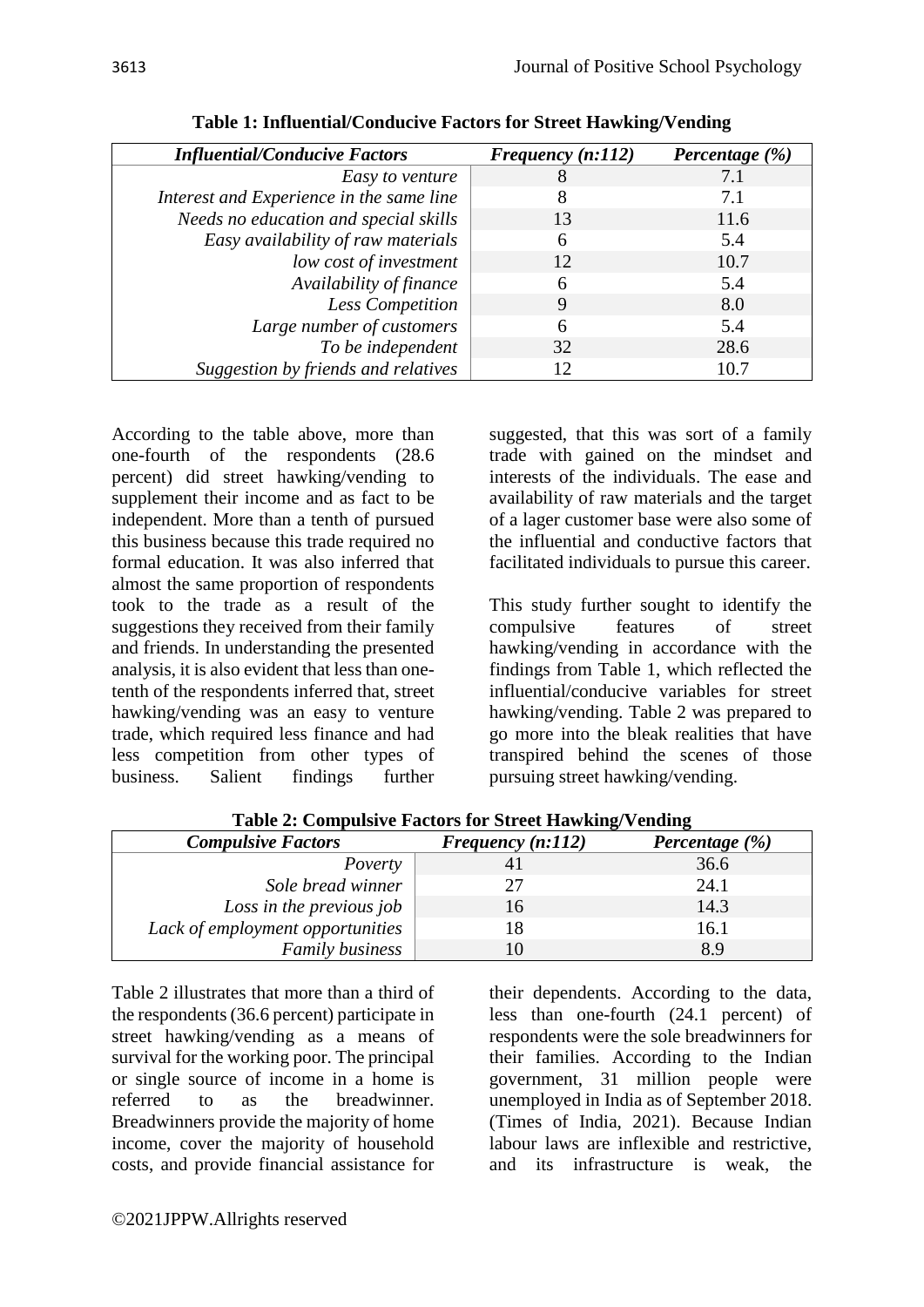**Table 1: Influential/Conducive Factors for Street Hawking/Vending**

| *Influential/Conducive Factors* | *Frequency (n:112)* | *Percentage (%)* |
|---|---|---|
| *Easy to venture* | 8 | 7.1 |
| *Interest and Experience in the same line* | 8 | 7.1 |
| *Needs no education and special skills* | 13 | 11.6 |
| *Easy availability of raw materials* | 6 | 5.4 |
| *low cost of investment* | 12 | 10.7 |
| *Availability of finance* | 6 | 5.4 |
| *Less Competition* | 9 | 8.0 |
| *Large number of customers* | 6 | 5.4 |
| *To be independent* | 32 | 28.6 |
| *Suggestion by friends and relatives* | 12 | 10.7 |

According to the table above, more than one-fourth of the respondents (28.6 percent) did street hawking/vending to supplement their income and as fact to be independent. More than a tenth of pursued this business because this trade required no formal education. It was also inferred that almost the same proportion of respondents took to the trade as a result of the suggestions they received from their family and friends. In understanding the presented analysis, it is also evident that less than one-tenth of the respondents inferred that, street hawking/vending was an easy to venture trade, which required less finance and had less competition from other types of business. Salient findings further suggested, that this was sort of a family trade with gained on the mindset and interests of the individuals. The ease and availability of raw materials and the target of a lager customer base were also some of the influential and conductive factors that facilitated individuals to pursue this career.

This study further sought to identify the compulsive features of street hawking/vending in accordance with the findings from Table 1, which reflected the influential/conducive variables for street hawking/vending. Table 2 was prepared to go more into the bleak realities that have transpired behind the scenes of those pursuing street hawking/vending.

**Table 2: Compulsive Factors for Street Hawking/Vending**

| *Compulsive Factors* | *Frequency (n:112)* | *Percentage (%)* |
|---|---|---|
| *Poverty* | 41 | 36.6 |
| *Sole bread winner* | 27 | 24.1 |
| *Loss in the previous job* | 16 | 14.3 |
| *Lack of employment opportunities* | 18 | 16.1 |
| *Family business* | 10 | 8.9 |

Table 2 illustrates that more than a third of the respondents (36.6 percent) participate in street hawking/vending as a means of survival for the working poor. The principal or single source of income in a home is referred to as the breadwinner. Breadwinners provide the majority of home income, cover the majority of household costs, and provide financial assistance for their dependents. According to the data, less than one-fourth (24.1 percent) of respondents were the sole breadwinners for their families. According to the Indian government, 31 million people were unemployed in India as of September 2018. (Times of India, 2021). Because Indian labour laws are inflexible and restrictive, and its infrastructure is weak, the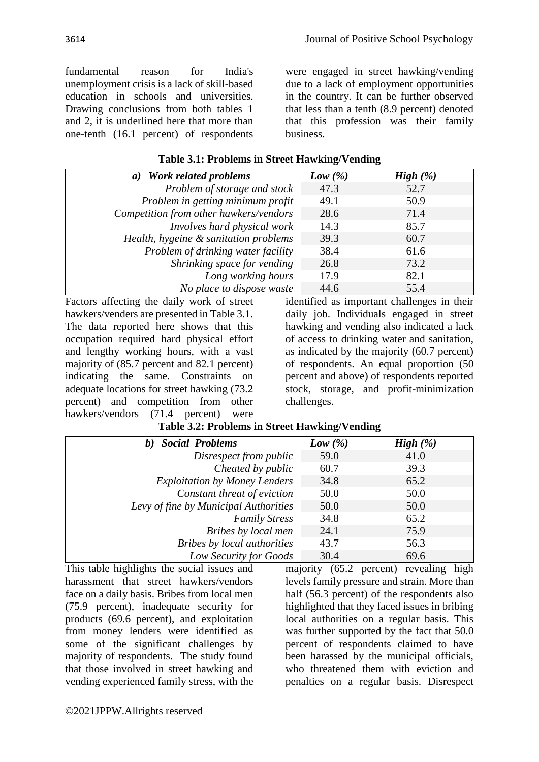fundamental reason for India's unemployment crisis is a lack of skill-based education in schools and universities. Drawing conclusions from both tables 1 and 2, it is underlined here that more than one-tenth (16.1 percent) of respondents were engaged in street hawking/vending due to a lack of employment opportunities in the country. It can be further observed that less than a tenth (8.9 percent) denoted that this profession was their family business.

**Table 3.1: Problems in Street Hawking/Vending**

| *a) Work related problems* | *Low (%)* | *High (%)* |
|---|---|---|
| *Problem of storage and stock* | 47.3 | 52.7 |
| *Problem in getting minimum profit* | 49.1 | 50.9 |
| *Competition from other hawkers/vendors* | 28.6 | 71.4 |
| *Involves hard physical work* | 14.3 | 85.7 |
| *Health, hygeine & sanitation problems* | 39.3 | 60.7 |
| *Problem of drinking water facility* | 38.4 | 61.6 |
| *Shrinking space for vending* | 26.8 | 73.2 |
| *Long working hours* | 17.9 | 82.1 |
| *No place to dispose waste* | 44.6 | 55.4 |

Factors affecting the daily work of street hawkers/venders are presented in Table 3.1. The data reported here shows that this occupation required hard physical effort and lengthy working hours, with a vast majority of (85.7 percent and 82.1 percent) indicating the same. Constraints on adequate locations for street hawking (73.2 percent) and competition from other hawkers/vendors (71.4 percent) were identified as important challenges in their daily job. Individuals engaged in street hawking and vending also indicated a lack of access to drinking water and sanitation, as indicated by the majority (60.7 percent) of respondents. An equal proportion (50 percent and above) of respondents reported stock, storage, and profit-minimization challenges.

**Table 3.2: Problems in Street Hawking/Vending**

| *b) Social Problems* | *Low (%)* | *High (%)* |
|---|---|---|
| *Disrespect from public* | 59.0 | 41.0 |
| *Cheated by public* | 60.7 | 39.3 |
| *Exploitation by Money Lenders* | 34.8 | 65.2 |
| *Constant threat of eviction* | 50.0 | 50.0 |
| *Levy of fine by Municipal Authorities* | 50.0 | 50.0 |
| *Family Stress* | 34.8 | 65.2 |
| *Bribes by local men* | 24.1 | 75.9 |
| *Bribes by local authorities* | 43.7 | 56.3 |
| *Low Security for Goods* | 30.4 | 69.6 |

This table highlights the social issues and harassment that street hawkers/vendors face on a daily basis. Bribes from local men (75.9 percent), inadequate security for products (69.6 percent), and exploitation from money lenders were identified as some of the significant challenges by majority of respondents. The study found that those involved in street hawking and vending experienced family stress, with the majority (65.2 percent) revealing high levels family pressure and strain. More than half (56.3 percent) of the respondents also highlighted that they faced issues in bribing local authorities on a regular basis. This was further supported by the fact that 50.0 percent of respondents claimed to have been harassed by the municipal officials, who threatened them with eviction and penalties on a regular basis. Disrespect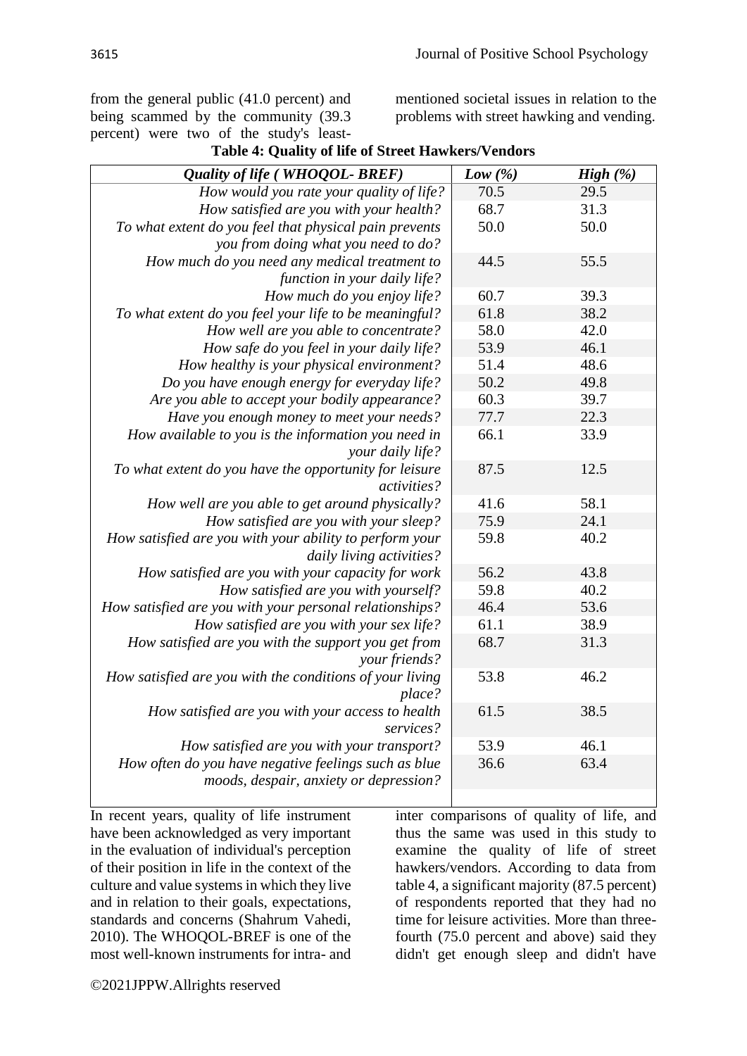from the general public (41.0 percent) and being scammed by the community (39.3 percent) were two of the study's least-mentioned societal issues in relation to the problems with street hawking and vending.

**Table 4: Quality of life of Street Hawkers/Vendors**

| *Quality of life ( WHOQOL- BREF)* | *Low (%)* | *High (%)* |
|---|---|---|
| *How would you rate your quality of life?* | 70.5 | 29.5 |
| *How satisfied are you with your health?* | 68.7 | 31.3 |
| *To what extent do you feel that physical pain prevents you from doing what you need to do?* | 50.0 | 50.0 |
| *How much do you need any medical treatment to function in your daily life?* | 44.5 | 55.5 |
| *How much do you enjoy life?* | 60.7 | 39.3 |
| *To what extent do you feel your life to be meaningful?* | 61.8 | 38.2 |
| *How well are you able to concentrate?* | 58.0 | 42.0 |
| *How safe do you feel in your daily life?* | 53.9 | 46.1 |
| *How healthy is your physical environment?* | 51.4 | 48.6 |
| *Do you have enough energy for everyday life?* | 50.2 | 49.8 |
| *Are you able to accept your bodily appearance?* | 60.3 | 39.7 |
| *Have you enough money to meet your needs?* | 77.7 | 22.3 |
| *How available to you is the information you need in your daily life?* | 66.1 | 33.9 |
| *To what extent do you have the opportunity for leisure activities?* | 87.5 | 12.5 |
| *How well are you able to get around physically?* | 41.6 | 58.1 |
| *How satisfied are you with your sleep?* | 75.9 | 24.1 |
| *How satisfied are you with your ability to perform your daily living activities?* | 59.8 | 40.2 |
| *How satisfied are you with your capacity for work* | 56.2 | 43.8 |
| *How satisfied are you with yourself?* | 59.8 | 40.2 |
| *How satisfied are you with your personal relationships?* | 46.4 | 53.6 |
| *How satisfied are you with your sex life?* | 61.1 | 38.9 |
| *How satisfied are you with the support you get from your friends?* | 68.7 | 31.3 |
| *How satisfied are you with the conditions of your living place?* | 53.8 | 46.2 |
| *How satisfied are you with your access to health services?* | 61.5 | 38.5 |
| *How satisfied are you with your transport?* | 53.9 | 46.1 |
| *How often do you have negative feelings such as blue moods, despair, anxiety or depression?* | 36.6 | 63.4 |

In recent years, quality of life instrument have been acknowledged as very important in the evaluation of individual's perception of their position in life in the context of the culture and value systems in which they live and in relation to their goals, expectations, standards and concerns (Shahrum Vahedi, 2010). The WHOQOL-BREF is one of the most well-known instruments for intra- and inter comparisons of quality of life, and thus the same was used in this study to examine the quality of life of street hawkers/vendors. According to data from table 4, a significant majority (87.5 percent) of respondents reported that they had no time for leisure activities. More than three-fourth (75.0 percent and above) said they didn't get enough sleep and didn't have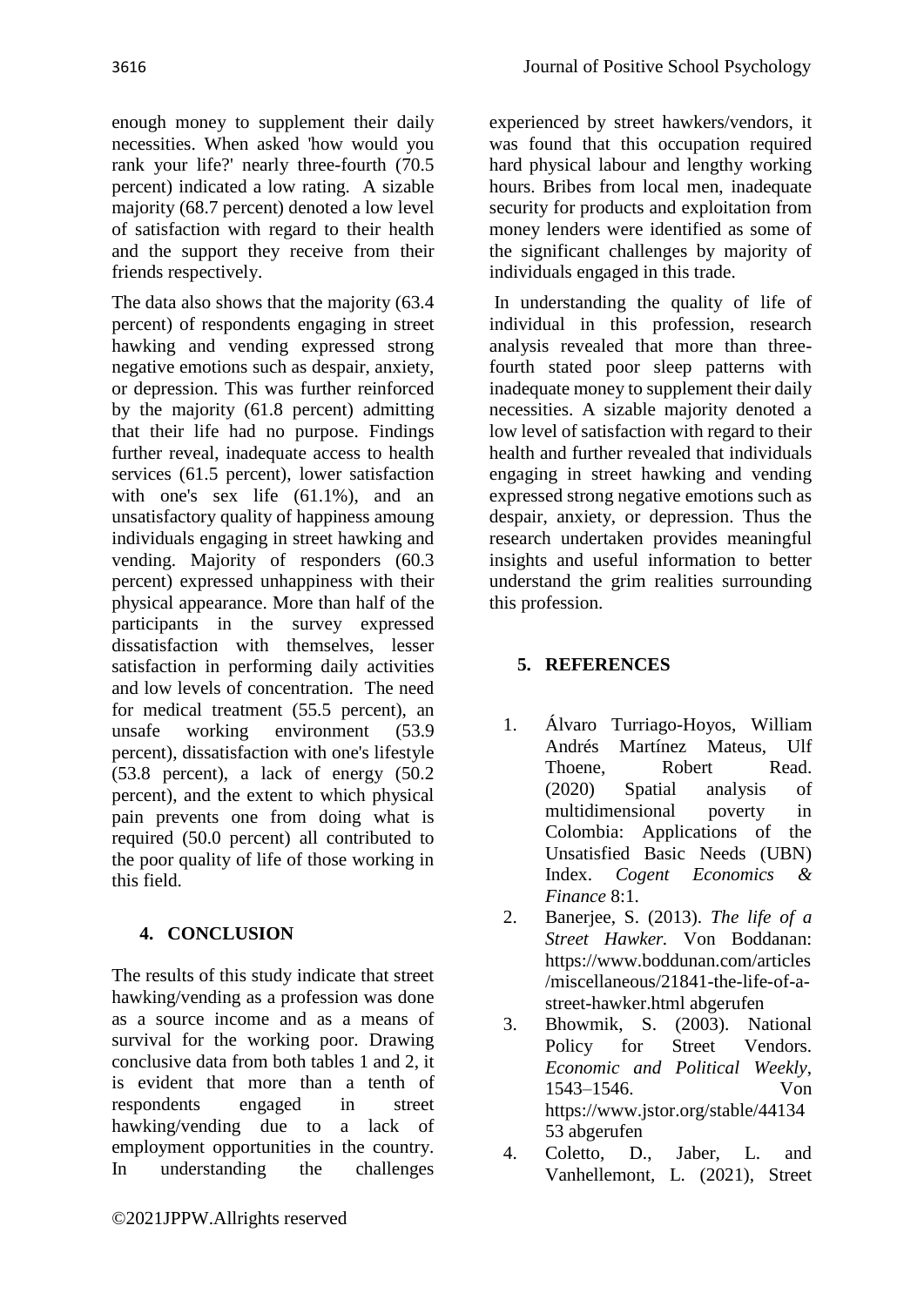enough money to supplement their daily necessities. When asked 'how would you rank your life?' nearly three-fourth (70.5 percent) indicated a low rating. A sizable majority (68.7 percent) denoted a low level of satisfaction with regard to their health and the support they receive from their friends respectively.

The data also shows that the majority (63.4 percent) of respondents engaging in street hawking and vending expressed strong negative emotions such as despair, anxiety, or depression. This was further reinforced by the majority (61.8 percent) admitting that their life had no purpose. Findings further reveal, inadequate access to health services (61.5 percent), lower satisfaction with one's sex life (61.1%), and an unsatisfactory quality of happiness amoung individuals engaging in street hawking and vending. Majority of responders (60.3 percent) expressed unhappiness with their physical appearance. More than half of the participants in the survey expressed dissatisfaction with themselves, lesser satisfaction in performing daily activities and low levels of concentration. The need for medical treatment (55.5 percent), an unsafe working environment (53.9 percent), dissatisfaction with one's lifestyle (53.8 percent), a lack of energy (50.2 percent), and the extent to which physical pain prevents one from doing what is required (50.0 percent) all contributed to the poor quality of life of those working in this field.

## 4. CONCLUSION

The results of this study indicate that street hawking/vending as a profession was done as a source income and as a means of survival for the working poor. Drawing conclusive data from both tables 1 and 2, it is evident that more than a tenth of respondents engaged in street hawking/vending due to a lack of employment opportunities in the country. In understanding the challenges experienced by street hawkers/vendors, it was found that this occupation required hard physical labour and lengthy working hours. Bribes from local men, inadequate security for products and exploitation from money lenders were identified as some of the significant challenges by majority of individuals engaged in this trade.

In understanding the quality of life of individual in this profession, research analysis revealed that more than three-fourth stated poor sleep patterns with inadequate money to supplement their daily necessities. A sizable majority denoted a low level of satisfaction with regard to their health and further revealed that individuals engaging in street hawking and vending expressed strong negative emotions such as despair, anxiety, or depression. Thus the research undertaken provides meaningful insights and useful information to better understand the grim realities surrounding this profession.

## 5. REFERENCES

1. Álvaro Turriago-Hoyos, William Andrés Martínez Mateus, Ulf Thoene, Robert Read. (2020) Spatial analysis of multidimensional poverty in Colombia: Applications of the Unsatisfied Basic Needs (UBN) Index. *Cogent Economics & Finance* 8:1.
2. Banerjee, S. (2013). *The life of a Street Hawker.* Von Boddanan: https://www.boddunan.com/articles/miscellaneous/21841-the-life-of-a-street-hawker.html abgerufen
3. Bhowmik, S. (2003). National Policy for Street Vendors. *Economic and Political Weekly*, 1543–1546. Von https://www.jstor.org/stable/4413453 abgerufen
4. Coletto, D., Jaber, L. and Vanhellemont, L. (2021), Street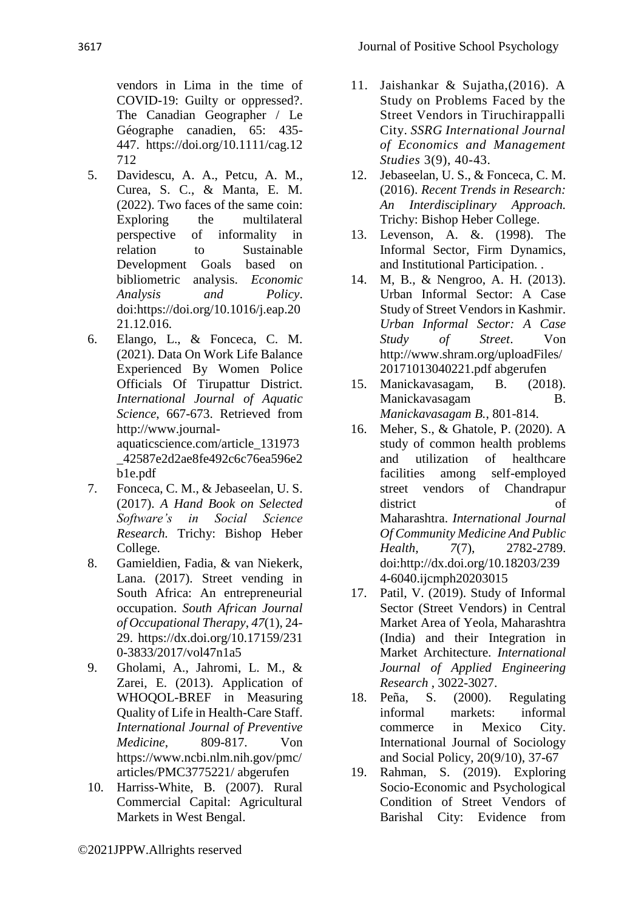vendors in Lima in the time of COVID-19: Guilty or oppressed?. The Canadian Geographer / Le Géographe canadien, 65: 435-447. https://doi.org/10.1111/cag.12712

5. Davidescu, A. A., Petcu, A. M., Curea, S. C., & Manta, E. M. (2022). Two faces of the same coin: Exploring the multilateral perspective of informality in relation to Sustainable Development Goals based on bibliometric analysis. *Economic Analysis and Policy*. doi:https://doi.org/10.1016/j.eap.2021.12.016.
6. Elango, L., & Fonceca, C. M. (2021). Data On Work Life Balance Experienced By Women Police Officials Of Tirupattur District. *International Journal of Aquatic Science*, 667-673. Retrieved from http://www.journal-aquaticscience.com/article_131973_42587e2d2ae8fe492c6c76ea596e2b1e.pdf
7. Fonceca, C. M., & Jebaseelan, U. S. (2017). *A Hand Book on Selected Software's in Social Science Research.* Trichy: Bishop Heber College.
8. Gamieldien, Fadia, & van Niekerk, Lana. (2017). Street vending in South Africa: An entrepreneurial occupation. *South African Journal of Occupational Therapy*, *47*(1), 24-29. https://dx.doi.org/10.17159/2310-3833/2017/vol47n1a5
9. Gholami, A., Jahromi, L. M., & Zarei, E. (2013). Application of WHOQOL-BREF in Measuring Quality of Life in Health-Care Staff. *International Journal of Preventive Medicine*, 809-817. Von https://www.ncbi.nlm.nih.gov/pmc/articles/PMC3775221/ abgerufen
10. Harriss-White, B. (2007). Rural Commercial Capital: Agricultural Markets in West Bengal.
11. Jaishankar & Sujatha,(2016). A Study on Problems Faced by the Street Vendors in Tiruchirappalli City. *SSRG International Journal of Economics and Management Studies* 3(9), 40-43.
12. Jebaseelan, U. S., & Fonceca, C. M. (2016). *Recent Trends in Research: An Interdisciplinary Approach.* Trichy: Bishop Heber College.
13. Levenson, A. &. (1998). The Informal Sector, Firm Dynamics, and Institutional Participation. .
14. M, B., & Nengroo, A. H. (2013). Urban Informal Sector: A Case Study of Street Vendors in Kashmir. *Urban Informal Sector: A Case Study of Street*. Von http://www.shram.org/uploadFiles/20171013040221.pdf abgerufen
15. Manickavasagam, B. (2018). Manickavasagam B. *Manickavasagam B.*, 801-814.
16. Meher, S., & Ghatole, P. (2020). A study of common health problems and utilization of healthcare facilities among self-employed street vendors of Chandrapur district of Maharashtra. *International Journal Of Community Medicine And Public Health*, *7*(7), 2782-2789. doi:http://dx.doi.org/10.18203/2394-6040.ijcmph20203015
17. Patil, V. (2019). Study of Informal Sector (Street Vendors) in Central Market Area of Yeola, Maharashtra (India) and their Integration in Market Architecture. *International Journal of Applied Engineering Research* , 3022-3027.
18. Peña, S. (2000). Regulating informal markets: informal commerce in Mexico City. International Journal of Sociology and Social Policy, 20(9/10), 37-67
19. Rahman, S. (2019). Exploring Socio-Economic and Psychological Condition of Street Vendors of Barishal City: Evidence from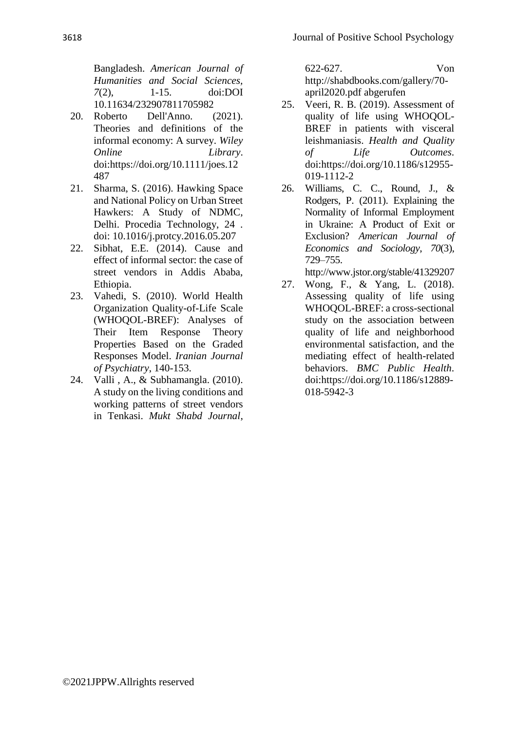Bangladesh. *American Journal of Humanities and Social Sciences, 7*(2), 1-15. doi:DOI 10.11634/232907811705982

20. Roberto Dell'Anno. (2021). Theories and definitions of the informal economy: A survey. *Wiley Online Library*. doi:https://doi.org/10.1111/joes.12487
21. Sharma, S. (2016). Hawking Space and National Policy on Urban Street Hawkers: A Study of NDMC, Delhi. Procedia Technology, 24 . doi: 10.1016/j.protcy.2016.05.207
22. Sibhat, E.E. (2014). Cause and effect of informal sector: the case of street vendors in Addis Ababa, Ethiopia.
23. Vahedi, S. (2010). World Health Organization Quality-of-Life Scale (WHOQOL-BREF): Analyses of Their Item Response Theory Properties Based on the Graded Responses Model. *Iranian Journal of Psychiatry*, 140-153.
24. Valli , A., & Subhamangla. (2010). A study on the living conditions and working patterns of street vendors in Tenkasi. *Mukt Shabd Journal*, 622-627. Von http://shabdbooks.com/gallery/70-april2020.pdf abgerufen
25. Veeri, R. B. (2019). Assessment of quality of life using WHOQOL-BREF in patients with visceral leishmaniasis. *Health and Quality of Life Outcomes*. doi:https://doi.org/10.1186/s12955-019-1112-2
26. Williams, C. C., Round, J., & Rodgers, P. (2011). Explaining the Normality of Informal Employment in Ukraine: A Product of Exit or Exclusion? *American Journal of Economics and Sociology*, *70*(3), 729–755. http://www.jstor.org/stable/41329207
27. Wong, F., & Yang, L. (2018). Assessing quality of life using WHOQOL-BREF: a cross-sectional study on the association between quality of life and neighborhood environmental satisfaction, and the mediating effect of health-related behaviors. *BMC Public Health*. doi:https://doi.org/10.1186/s12889-018-5942-3